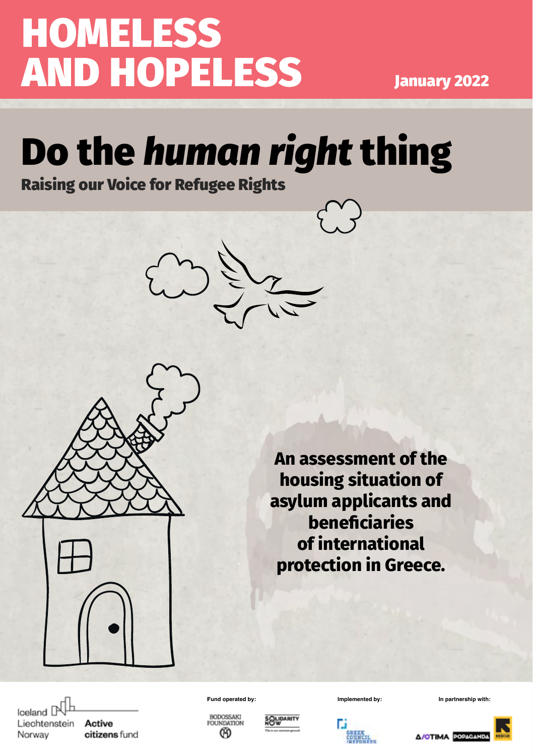# HOMELESS AND HOPELESS

January 2022

## Do the *human right* thing

**Raising our Voice for Refugee Rights**

**An assessment of the housing situation of asylum applicants and beneficiaries of international protection in Greece.**

Iceland Liechtenstein Norway Active citizens fund

Fund operated by: BODOSSAKI FOUNDATION, SOLIDARITY NOW

Implemented by: GREEK COUNCIL FOR REFUGEES

In partnership with: ΔIOTIMA, POPAGANDA, RESCUE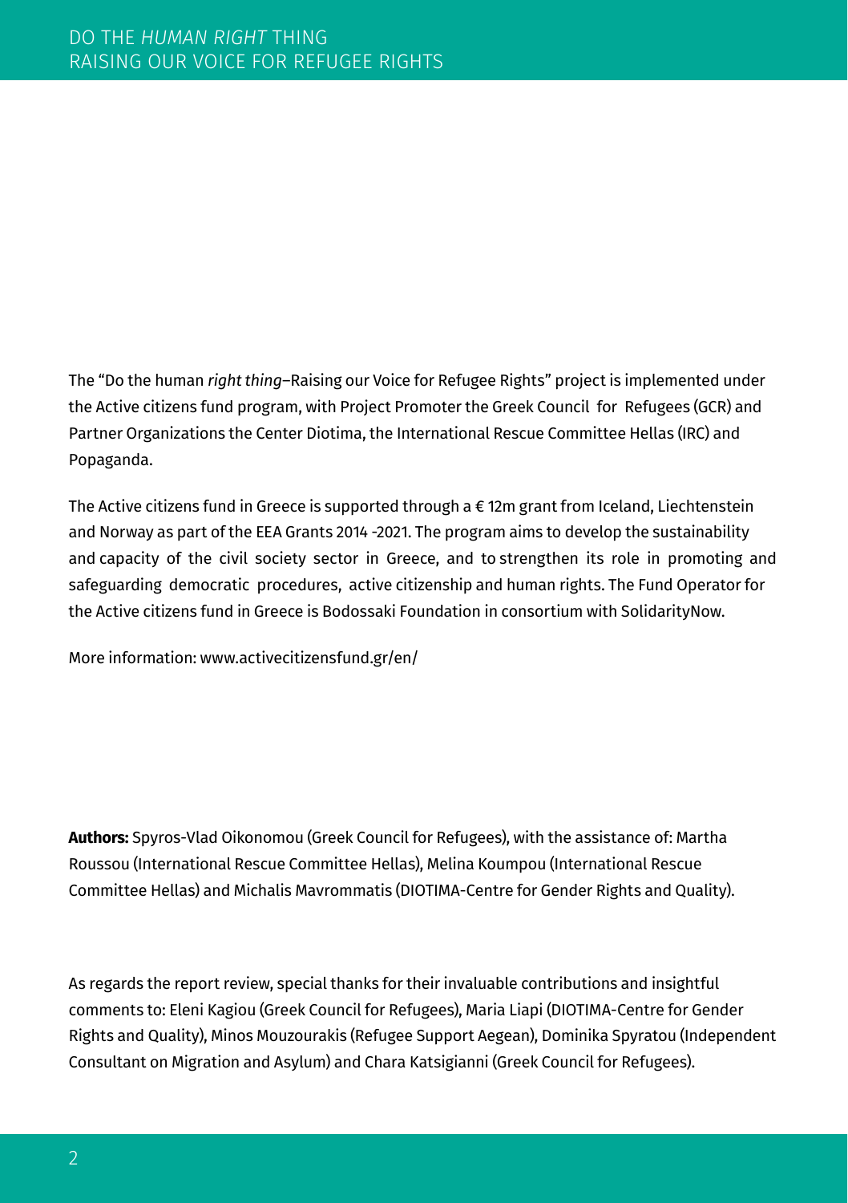The “Do the human *right thing*–Raising our Voice for Refugee Rights” project is implemented under the Active citizens fund program, with Project Promoter the Greek Council for Refugees (GCR) and Partner Organizations the Center Diotima, the International Rescue Committee Hellas (IRC) and Popaganda.

The Active citizens fund in Greece is supported through a € 12m grant from Iceland, Liechtenstein and Norway as part of the EEA Grants 2014 -2021. The program aims to develop the sustainability and capacity of the civil society sector in Greece, and to strengthen its role in promoting and safeguarding democratic procedures, active citizenship and human rights. The Fund Operator for the Active citizens fund in Greece is Bodossaki Foundation in consortium with SolidarityNow.

More information: www.activecitizensfund.gr/en/

**Authors:** Spyros-Vlad Oikonomou (Greek Council for Refugees), with the assistance of: Martha Roussou (International Rescue Committee Hellas), Melina Koumpou (International Rescue Committee Hellas) and Michalis Mavrommatis (DIOTIMA-Centre for Gender Rights and Quality).

As regards the report review, special thanks for their invaluable contributions and insightful comments to: Eleni Kagiou (Greek Council for Refugees), Maria Liapi (DIOTIMA-Centre for Gender Rights and Quality), Minos Mouzourakis (Refugee Support Aegean), Dominika Spyratou (Independent Consultant on Migration and Asylum) and Chara Katsigianni (Greek Council for Refugees).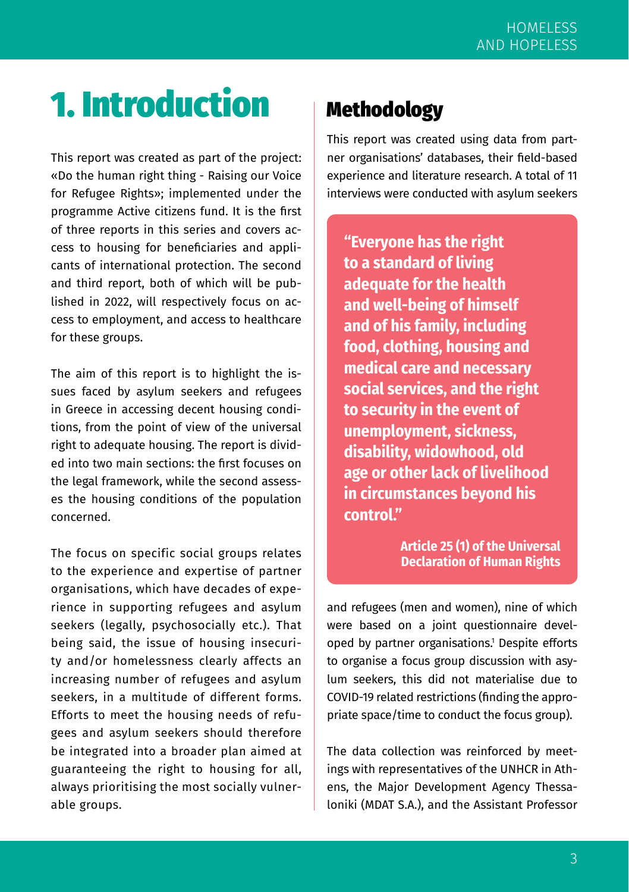# 1. Introduction

This report was created as part of the project: «Do the human right thing - Raising our Voice for Refugee Rights»; implemented under the programme Active citizens fund. It is the first of three reports in this series and covers access to housing for beneficiaries and applicants of international protection. The second and third report, both of which will be published in 2022, will respectively focus on access to employment, and access to healthcare for these groups.

The aim of this report is to highlight the issues faced by asylum seekers and refugees in Greece in accessing decent housing conditions, from the point of view of the universal right to adequate housing. The report is divided into two main sections: the first focuses on the legal framework, while the second assesses the housing conditions of the population concerned.

The focus on specific social groups relates to the experience and expertise of partner organisations, which have decades of experience in supporting refugees and asylum seekers (legally, psychosocially etc.). That being said, the issue of housing insecurity and/or homelessness clearly affects an increasing number of refugees and asylum seekers, in a multitude of different forms. Efforts to meet the housing needs of refugees and asylum seekers should therefore be integrated into a broader plan aimed at guaranteeing the right to housing for all, always prioritising the most socially vulnerable groups.

## Methodology

This report was created using data from partner organisations' databases, their field-based experience and literature research. A total of 11 interviews were conducted with asylum seekers and refugees (men and women), nine of which were based on a joint questionnaire developed by partner organisations.[1] Despite efforts to organise a focus group discussion with asylum seekers, this did not materialise due to COVID-19 related restrictions (finding the appropriate space/time to conduct the focus group).

> **"Everyone has the right to a standard of living adequate for the health and well-being of himself and of his family, including food, clothing, housing and medical care and necessary social services, and the right to security in the event of unemployment, sickness, disability, widowhood, old age or other lack of livelihood in circumstances beyond his control."**
>
> **Article 25 (1) of the Universal Declaration of Human Rights**

The data collection was reinforced by meetings with representatives of the UNHCR in Athens, the Major Development Agency Thessaloniki (MDAT S.A.), and the Assistant Professor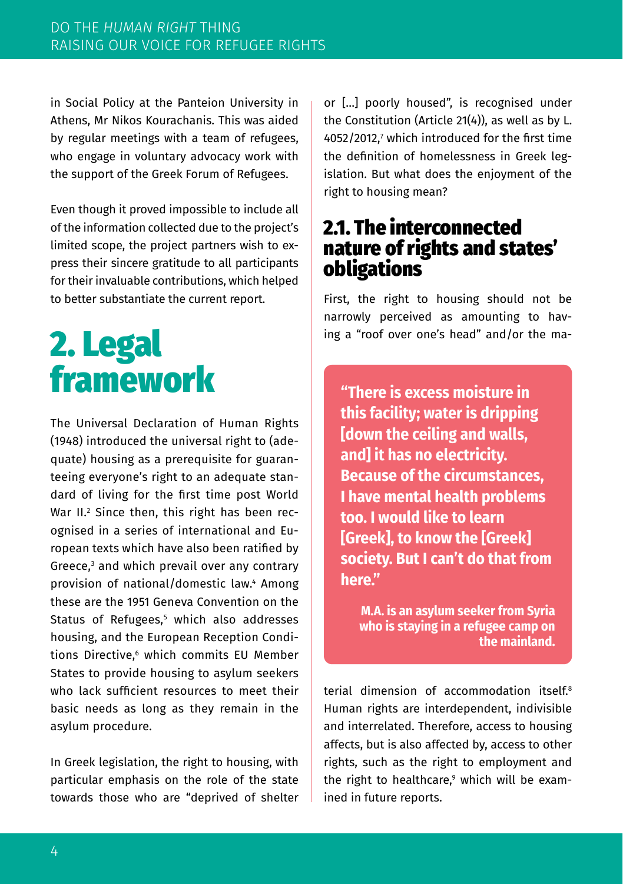in Social Policy at the Panteion University in Athens, Mr Nikos Kourachanis. This was aided by regular meetings with a team of refugees, who engage in voluntary advocacy work with the support of the Greek Forum of Refugees.

Even though it proved impossible to include all of the information collected due to the project's limited scope, the project partners wish to express their sincere gratitude to all participants for their invaluable contributions, which helped to better substantiate the current report.

# 2. Legal framework

The Universal Declaration of Human Rights (1948) introduced the universal right to (adequate) housing as a prerequisite for guaranteeing everyone's right to an adequate standard of living for the first time post World War II.[2] Since then, this right has been recognised in a series of international and European texts which have also been ratified by Greece,[3] and which prevail over any contrary provision of national/domestic law.[4] Among these are the 1951 Geneva Convention on the Status of Refugees,[5] which also addresses housing, and the European Reception Conditions Directive,[6] which commits EU Member States to provide housing to asylum seekers who lack sufficient resources to meet their basic needs as long as they remain in the asylum procedure.

In Greek legislation, the right to housing, with particular emphasis on the role of the state towards those who are "deprived of shelter or [...] poorly housed", is recognised under the Constitution (Article 21(4)), as well as by L. 4052/2012,[7] which introduced for the first time the definition of homelessness in Greek legislation. But what does the enjoyment of the right to housing mean?

## 2.1. The interconnected nature of rights and states' obligations

First, the right to housing should not be narrowly perceived as amounting to having a "roof over one's head" and/or the material dimension of accommodation itself.[8] Human rights are interdependent, indivisible and interrelated. Therefore, access to housing affects, but is also affected by, access to other rights, such as the right to employment and the right to healthcare,[9] which will be examined in future reports.

> **"There is excess moisture in this facility; water is dripping [down the ceiling and walls, and] it has no electricity. Because of the circumstances, I have mental health problems too. I would like to learn [Greek], to know the [Greek] society. But I can't do that from here."**
>
> **M.A. is an asylum seeker from Syria who is staying in a refugee camp on the mainland.**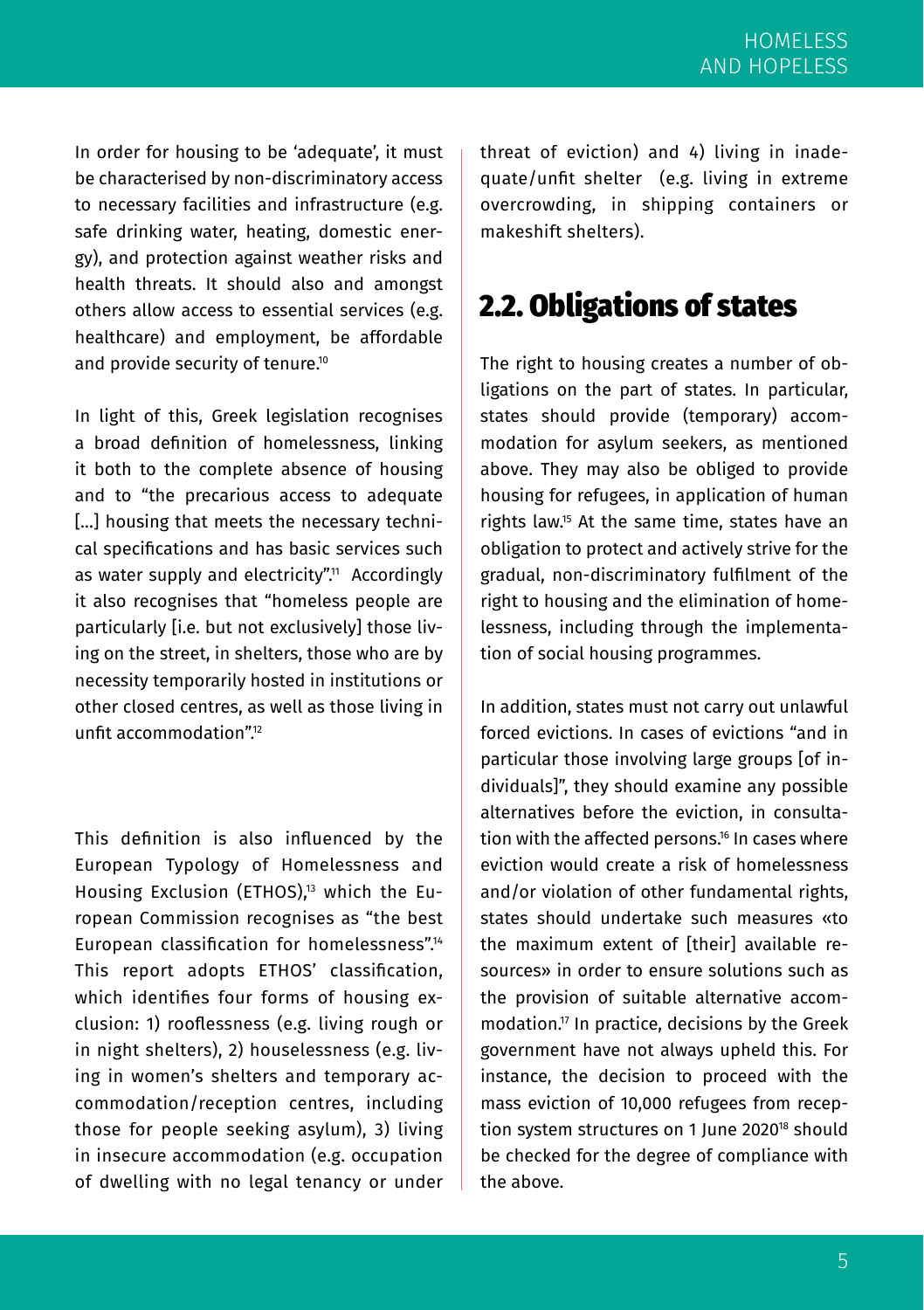In order for housing to be 'adequate', it must be characterised by non-discriminatory access to necessary facilities and infrastructure (e.g. safe drinking water, heating, domestic energy), and protection against weather risks and health threats. It should also and amongst others allow access to essential services (e.g. healthcare) and employment, be affordable and provide security of tenure.[10]

In light of this, Greek legislation recognises a broad definition of homelessness, linking it both to the complete absence of housing and to "the precarious access to adequate [...] housing that meets the necessary technical specifications and has basic services such as water supply and electricity".[11] Accordingly it also recognises that "homeless people are particularly [i.e. but not exclusively] those living on the street, in shelters, those who are by necessity temporarily hosted in institutions or other closed centres, as well as those living in unfit accommodation".[12]

This definition is also influenced by the European Typology of Homelessness and Housing Exclusion (ETHOS),[13] which the European Commission recognises as "the best European classification for homelessness".[14] This report adopts ETHOS' classification, which identifies four forms of housing exclusion: 1) rooflessness (e.g. living rough or in night shelters), 2) houselessness (e.g. living in women's shelters and temporary accommodation/reception centres, including those for people seeking asylum), 3) living in insecure accommodation (e.g. occupation of dwelling with no legal tenancy or under threat of eviction) and 4) living in inadequate/unfit shelter (e.g. living in extreme overcrowding, in shipping containers or makeshift shelters).

## 2.2. Obligations of states

The right to housing creates a number of obligations on the part of states. In particular, states should provide (temporary) accommodation for asylum seekers, as mentioned above. They may also be obliged to provide housing for refugees, in application of human rights law.[15] At the same time, states have an obligation to protect and actively strive for the gradual, non-discriminatory fulfilment of the right to housing and the elimination of homelessness, including through the implementation of social housing programmes.

In addition, states must not carry out unlawful forced evictions. In cases of evictions "and in particular those involving large groups [of individuals]", they should examine any possible alternatives before the eviction, in consultation with the affected persons.[16] In cases where eviction would create a risk of homelessness and/or violation of other fundamental rights, states should undertake such measures «to the maximum extent of [their] available resources» in order to ensure solutions such as the provision of suitable alternative accommodation.[17] In practice, decisions by the Greek government have not always upheld this. For instance, the decision to proceed with the mass eviction of 10,000 refugees from reception system structures on 1 June 2020[18] should be checked for the degree of compliance with the above.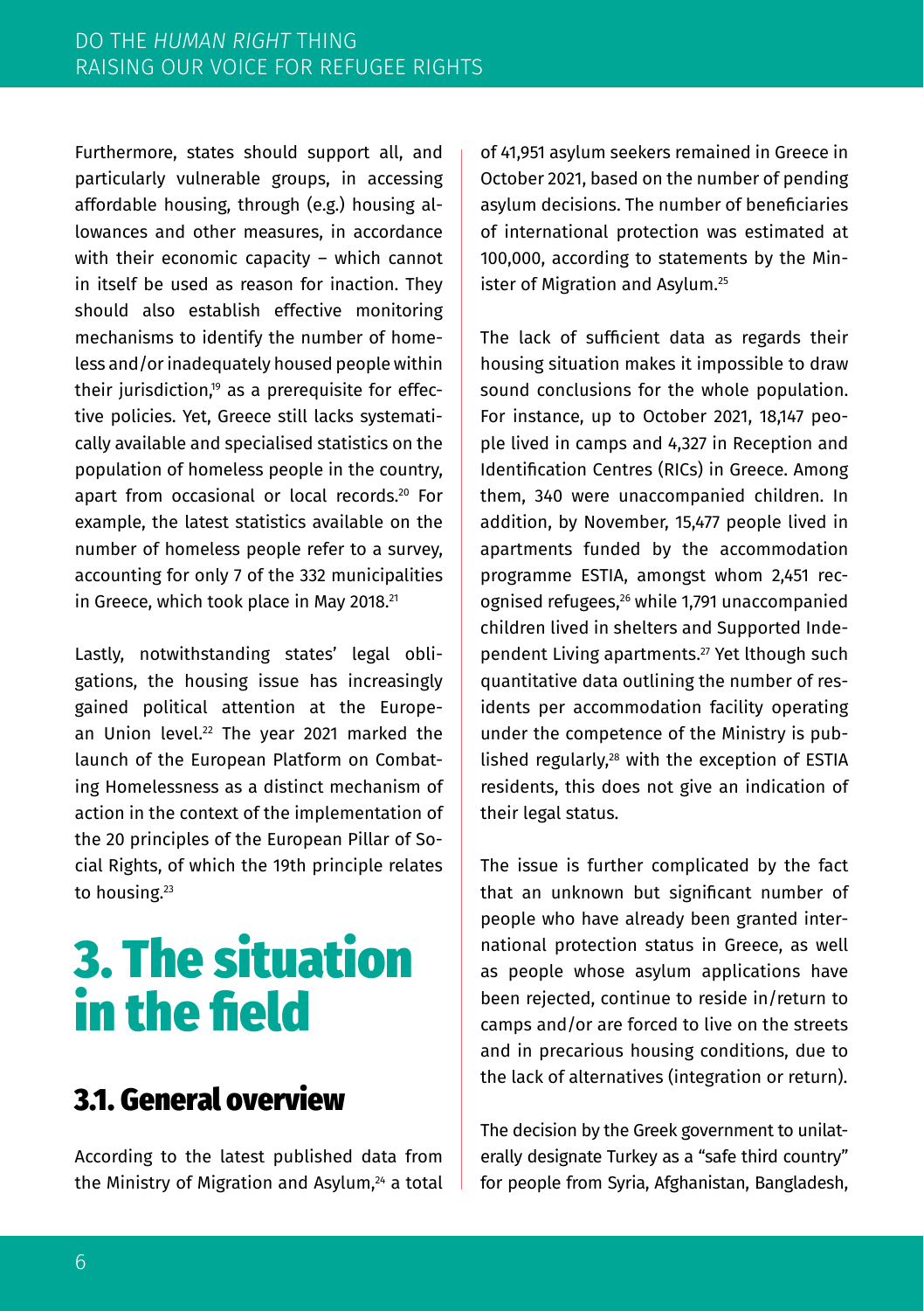Furthermore, states should support all, and particularly vulnerable groups, in accessing affordable housing, through (e.g.) housing allowances and other measures, in accordance with their economic capacity – which cannot in itself be used as reason for inaction. They should also establish effective monitoring mechanisms to identify the number of homeless and/or inadequately housed people within their jurisdiction,[19] as a prerequisite for effective policies. Yet, Greece still lacks systematically available and specialised statistics on the population of homeless people in the country, apart from occasional or local records.[20] For example, the latest statistics available on the number of homeless people refer to a survey, accounting for only 7 of the 332 municipalities in Greece, which took place in May 2018.[21]

Lastly, notwithstanding states' legal obligations, the housing issue has increasingly gained political attention at the European Union level.[22] The year 2021 marked the launch of the European Platform on Combating Homelessness as a distinct mechanism of action in the context of the implementation of the 20 principles of the European Pillar of Social Rights, of which the 19th principle relates to housing.[23]

# 3. The situation in the field

## 3.1. General overview

According to the latest published data from the Ministry of Migration and Asylum,[24] a total of 41,951 asylum seekers remained in Greece in October 2021, based on the number of pending asylum decisions. The number of beneficiaries of international protection was estimated at 100,000, according to statements by the Minister of Migration and Asylum.[25]

The lack of sufficient data as regards their housing situation makes it impossible to draw sound conclusions for the whole population. For instance, up to October 2021, 18,147 people lived in camps and 4,327 in Reception and Identification Centres (RICs) in Greece. Among them, 340 were unaccompanied children. In addition, by November, 15,477 people lived in apartments funded by the accommodation programme ESTIA, amongst whom 2,451 recognised refugees,[26] while 1,791 unaccompanied children lived in shelters and Supported Independent Living apartments.[27] Yet lthough such quantitative data outlining the number of residents per accommodation facility operating under the competence of the Ministry is published regularly,[28] with the exception of ESTIA residents, this does not give an indication of their legal status.

The issue is further complicated by the fact that an unknown but significant number of people who have already been granted international protection status in Greece, as well as people whose asylum applications have been rejected, continue to reside in/return to camps and/or are forced to live on the streets and in precarious housing conditions, due to the lack of alternatives (integration or return).

The decision by the Greek government to unilaterally designate Turkey as a "safe third country" for people from Syria, Afghanistan, Bangladesh,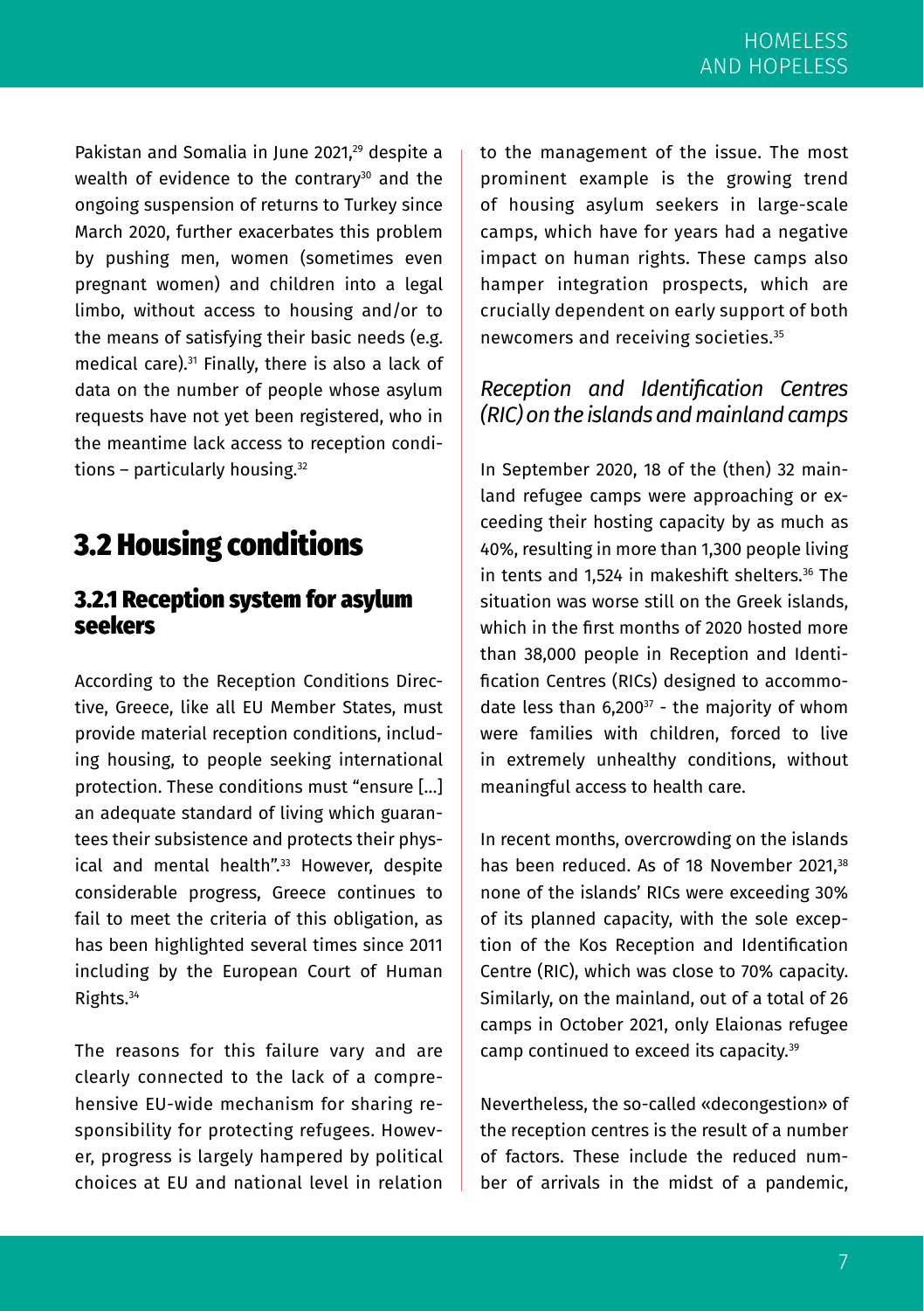Pakistan and Somalia in June 2021,[29] despite a wealth of evidence to the contrary[30] and the ongoing suspension of returns to Turkey since March 2020, further exacerbates this problem by pushing men, women (sometimes even pregnant women) and children into a legal limbo, without access to housing and/or to the means of satisfying their basic needs (e.g. medical care).[31] Finally, there is also a lack of data on the number of people whose asylum requests have not yet been registered, who in the meantime lack access to reception conditions – particularly housing.[32]

## 3.2 Housing conditions

### 3.2.1 Reception system for asylum seekers

According to the Reception Conditions Directive, Greece, like all EU Member States, must provide material reception conditions, including housing, to people seeking international protection. These conditions must "ensure [...] an adequate standard of living which guarantees their subsistence and protects their physical and mental health".[33] However, despite considerable progress, Greece continues to fail to meet the criteria of this obligation, as has been highlighted several times since 2011 including by the European Court of Human Rights.[34]

The reasons for this failure vary and are clearly connected to the lack of a comprehensive EU-wide mechanism for sharing responsibility for protecting refugees. However, progress is largely hampered by political choices at EU and national level in relation to the management of the issue. The most prominent example is the growing trend of housing asylum seekers in large-scale camps, which have for years had a negative impact on human rights. These camps also hamper integration prospects, which are crucially dependent on early support of both newcomers and receiving societies.[35]

#### *Reception and Identification Centres (RIC) on the islands and mainland camps*

In September 2020, 18 of the (then) 32 mainland refugee camps were approaching or exceeding their hosting capacity by as much as 40%, resulting in more than 1,300 people living in tents and 1,524 in makeshift shelters.[36] The situation was worse still on the Greek islands, which in the first months of 2020 hosted more than 38,000 people in Reception and Identification Centres (RICs) designed to accommodate less than 6,200[37] - the majority of whom were families with children, forced to live in extremely unhealthy conditions, without meaningful access to health care.

In recent months, overcrowding on the islands has been reduced. As of 18 November 2021,[38] none of the islands' RICs were exceeding 30% of its planned capacity, with the sole exception of the Kos Reception and Identification Centre (RIC), which was close to 70% capacity. Similarly, on the mainland, out of a total of 26 camps in October 2021, only Elaionas refugee camp continued to exceed its capacity.[39]

Nevertheless, the so-called «decongestion» of the reception centres is the result of a number of factors. These include the reduced number of arrivals in the midst of a pandemic,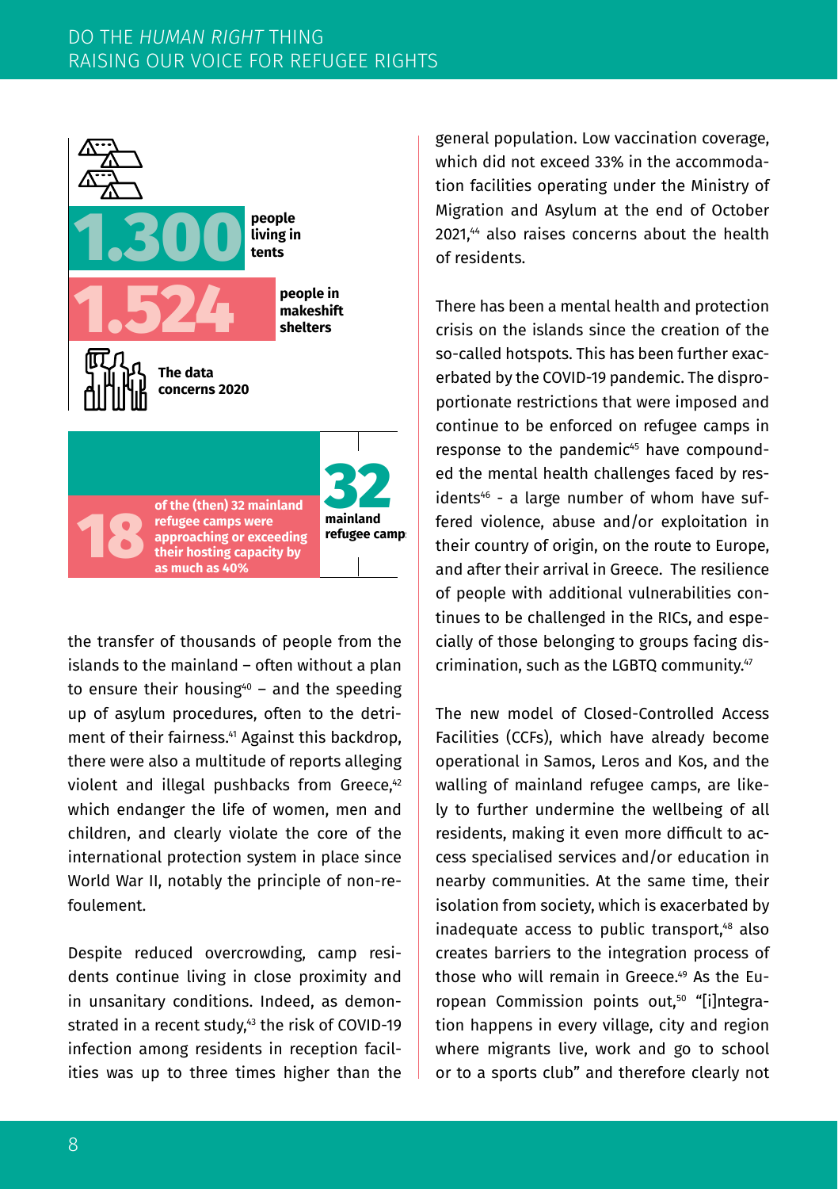**1.300** people living in tents

**1.524** people in makeshift shelters

The data concerns 2020

**18** of the (then) 32 mainland refugee camps were approaching or exceeding their hosting capacity by as much as 40%

**32** mainland refugee camps

the transfer of thousands of people from the islands to the mainland – often without a plan to ensure their housing[40] – and the speeding up of asylum procedures, often to the detriment of their fairness.[41] Against this backdrop, there were also a multitude of reports alleging violent and illegal pushbacks from Greece,[42] which endanger the life of women, men and children, and clearly violate the core of the international protection system in place since World War II, notably the principle of non-refoulement.

Despite reduced overcrowding, camp residents continue living in close proximity and in unsanitary conditions. Indeed, as demonstrated in a recent study,[43] the risk of COVID-19 infection among residents in reception facilities was up to three times higher than the general population. Low vaccination coverage, which did not exceed 33% in the accommodation facilities operating under the Ministry of Migration and Asylum at the end of October 2021,[44] also raises concerns about the health of residents.

There has been a mental health and protection crisis on the islands since the creation of the so-called hotspots. This has been further exacerbated by the COVID-19 pandemic. The disproportionate restrictions that were imposed and continue to be enforced on refugee camps in response to the pandemic[45] have compounded the mental health challenges faced by residents[46] - a large number of whom have suffered violence, abuse and/or exploitation in their country of origin, on the route to Europe, and after their arrival in Greece. The resilience of people with additional vulnerabilities continues to be challenged in the RICs, and especially of those belonging to groups facing discrimination, such as the LGBTQ community.[47]

The new model of Closed-Controlled Access Facilities (CCFs), which have already become operational in Samos, Leros and Kos, and the walling of mainland refugee camps, are likely to further undermine the wellbeing of all residents, making it even more difficult to access specialised services and/or education in nearby communities. At the same time, their isolation from society, which is exacerbated by inadequate access to public transport,[48] also creates barriers to the integration process of those who will remain in Greece.[49] As the European Commission points out,[50] "[i]ntegration happens in every village, city and region where migrants live, work and go to school or to a sports club" and therefore clearly not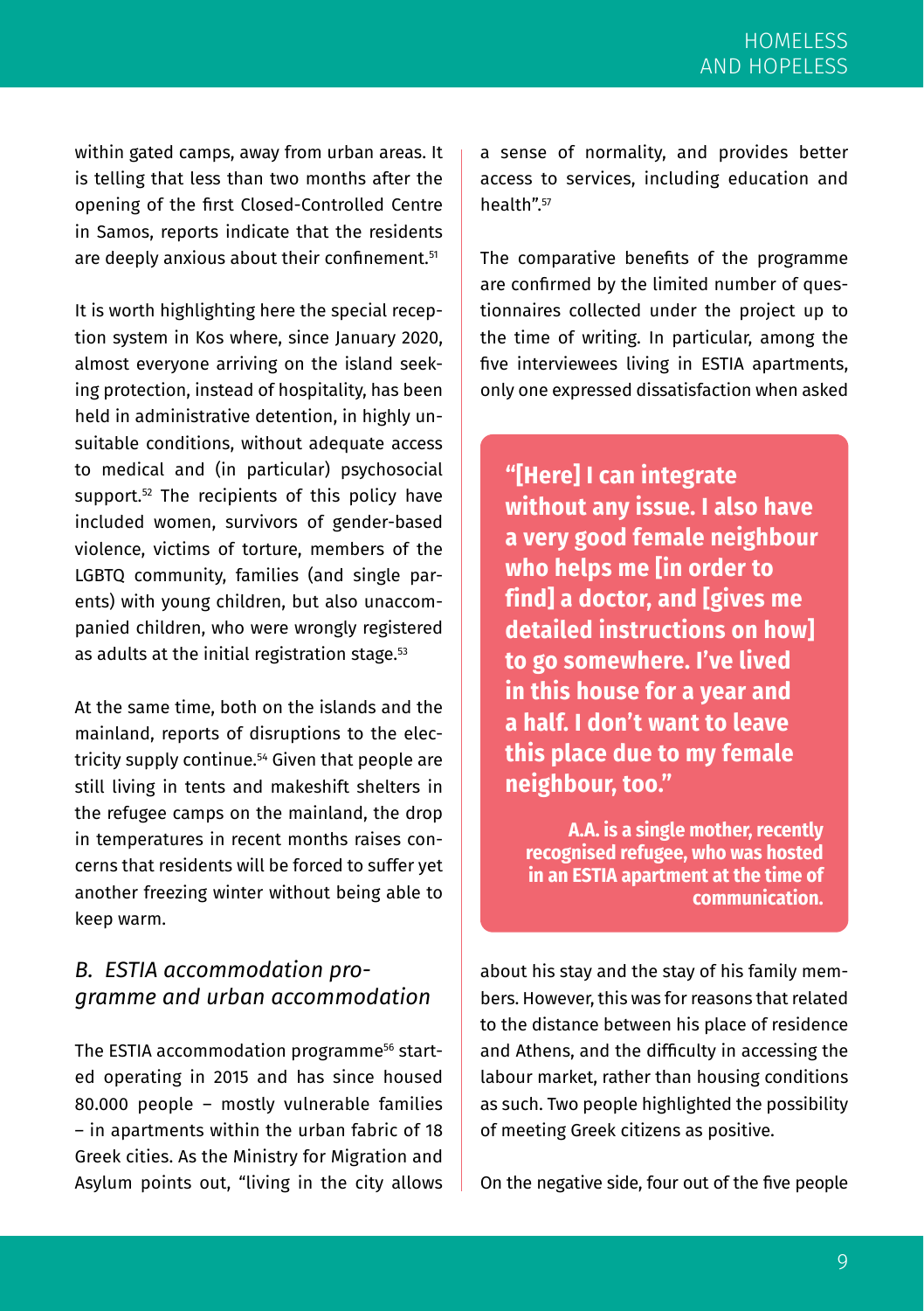within gated camps, away from urban areas. It is telling that less than two months after the opening of the first Closed-Controlled Centre in Samos, reports indicate that the residents are deeply anxious about their confinement.[51]

It is worth highlighting here the special reception system in Kos where, since January 2020, almost everyone arriving on the island seeking protection, instead of hospitality, has been held in administrative detention, in highly unsuitable conditions, without adequate access to medical and (in particular) psychosocial support.[52] The recipients of this policy have included women, survivors of gender-based violence, victims of torture, members of the LGBTQ community, families (and single parents) with young children, but also unaccompanied children, who were wrongly registered as adults at the initial registration stage.[53]

At the same time, both on the islands and the mainland, reports of disruptions to the electricity supply continue.[54] Given that people are still living in tents and makeshift shelters in the refugee camps on the mainland, the drop in temperatures in recent months raises concerns that residents will be forced to suffer yet another freezing winter without being able to keep warm.

### *B. ESTIA accommodation programme and urban accommodation*

The ESTIA accommodation programme[56] started operating in 2015 and has since housed 80.000 people – mostly vulnerable families – in apartments within the urban fabric of 18 Greek cities. As the Ministry for Migration and Asylum points out, "living in the city allows a sense of normality, and provides better access to services, including education and health".[57]

The comparative benefits of the programme are confirmed by the limited number of questionnaires collected under the project up to the time of writing. In particular, among the five interviewees living in ESTIA apartments, only one expressed dissatisfaction when asked about his stay and the stay of his family members. However, this was for reasons that related to the distance between his place of residence and Athens, and the difficulty in accessing the labour market, rather than housing conditions as such. Two people highlighted the possibility of meeting Greek citizens as positive.

> **"[Here] I can integrate without any issue. I also have a very good female neighbour who helps me [in order to find] a doctor, and [gives me detailed instructions on how] to go somewhere. I've lived in this house for a year and a half. I don't want to leave this place due to my female neighbour, too."**
>
> **A.A. is a single mother, recently recognised refugee, who was hosted in an ESTIA apartment at the time of communication.**

On the negative side, four out of the five people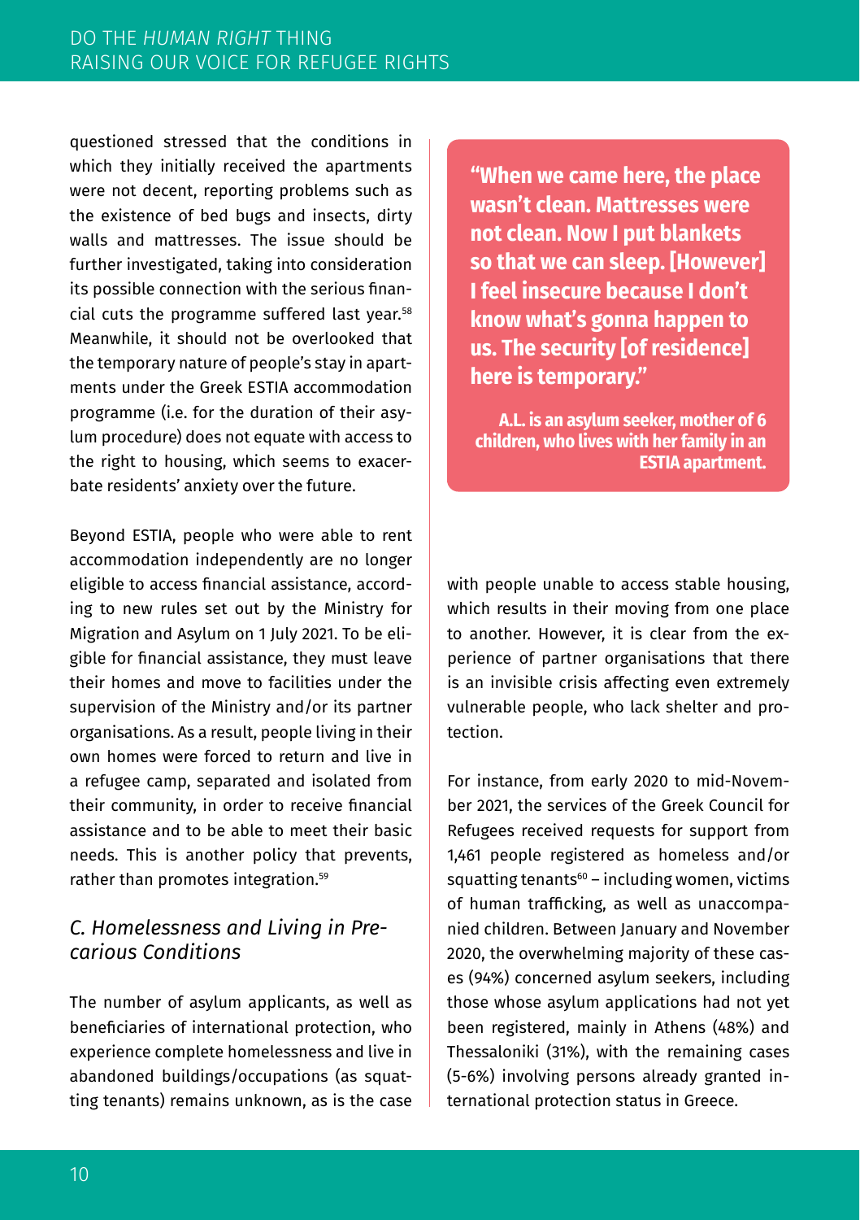questioned stressed that the conditions in which they initially received the apartments were not decent, reporting problems such as the existence of bed bugs and insects, dirty walls and mattresses. The issue should be further investigated, taking into consideration its possible connection with the serious financial cuts the programme suffered last year.[58] Meanwhile, it should not be overlooked that the temporary nature of people's stay in apartments under the Greek ESTIA accommodation programme (i.e. for the duration of their asylum procedure) does not equate with access to the right to housing, which seems to exacerbate residents' anxiety over the future.

> **"When we came here, the place wasn't clean. Mattresses were not clean. Now I put blankets so that we can sleep. [However] I feel insecure because I don't know what's gonna happen to us. The security [of residence] here is temporary."**
>
> **A.L. is an asylum seeker, mother of 6 children, who lives with her family in an ESTIA apartment.**

Beyond ESTIA, people who were able to rent accommodation independently are no longer eligible to access financial assistance, according to new rules set out by the Ministry for Migration and Asylum on 1 July 2021. To be eligible for financial assistance, they must leave their homes and move to facilities under the supervision of the Ministry and/or its partner organisations. As a result, people living in their own homes were forced to return and live in a refugee camp, separated and isolated from their community, in order to receive financial assistance and to be able to meet their basic needs. This is another policy that prevents, rather than promotes integration.[59]

## *C. Homelessness and Living in Precarious Conditions*

The number of asylum applicants, as well as beneficiaries of international protection, who experience complete homelessness and live in abandoned buildings/occupations (as squatting tenants) remains unknown, as is the case with people unable to access stable housing, which results in their moving from one place to another. However, it is clear from the experience of partner organisations that there is an invisible crisis affecting even extremely vulnerable people, who lack shelter and protection.

For instance, from early 2020 to mid-November 2021, the services of the Greek Council for Refugees received requests for support from 1,461 people registered as homeless and/or squatting tenants[60] – including women, victims of human trafficking, as well as unaccompanied children. Between January and November 2020, the overwhelming majority of these cases (94%) concerned asylum seekers, including those whose asylum applications had not yet been registered, mainly in Athens (48%) and Thessaloniki (31%), with the remaining cases (5-6%) involving persons already granted international protection status in Greece.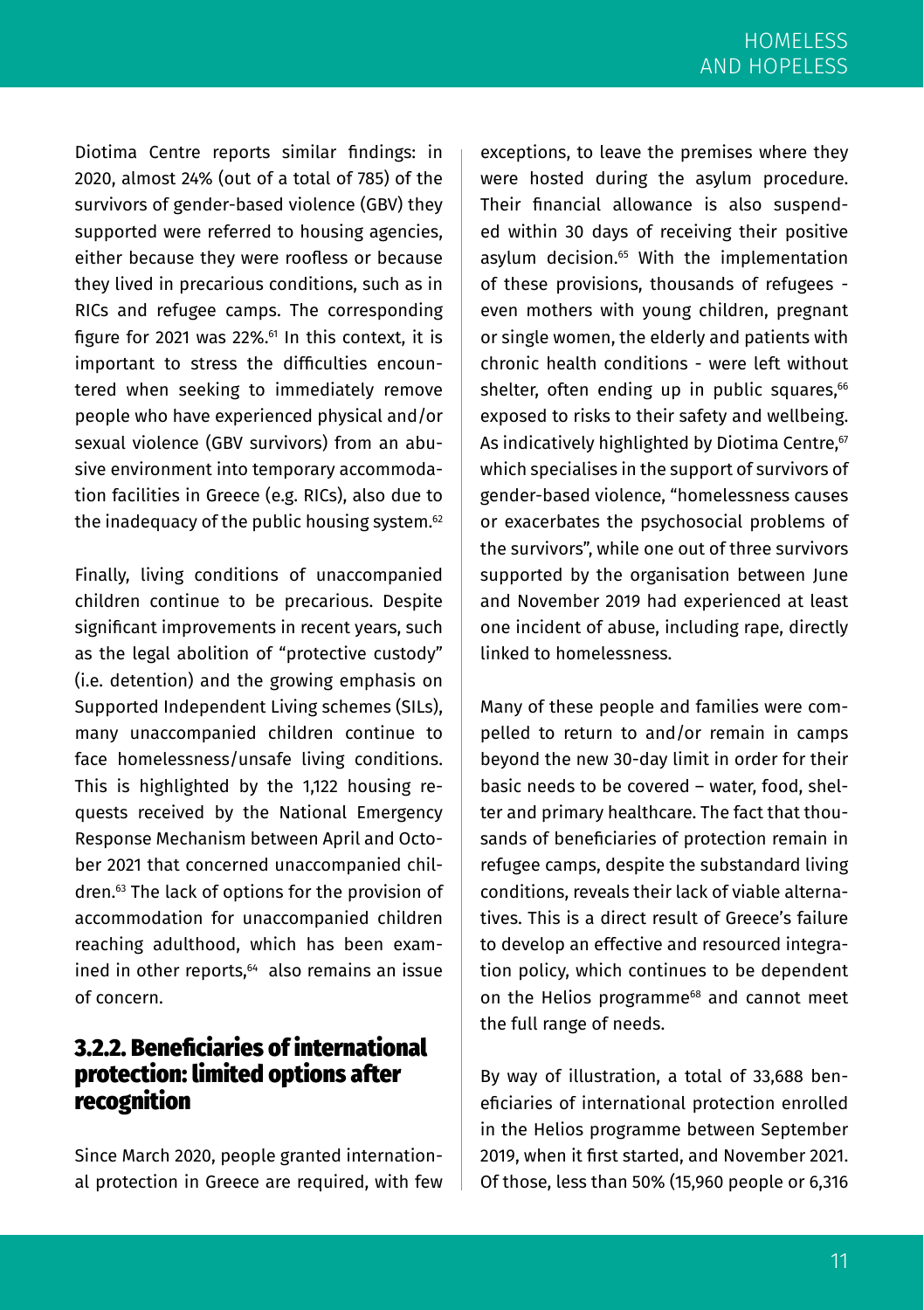Diotima Centre reports similar findings: in 2020, almost 24% (out of a total of 785) of the survivors of gender-based violence (GBV) they supported were referred to housing agencies, either because they were roofless or because they lived in precarious conditions, such as in RICs and refugee camps. The corresponding figure for 2021 was 22%.[61] In this context, it is important to stress the difficulties encountered when seeking to immediately remove people who have experienced physical and/or sexual violence (GBV survivors) from an abusive environment into temporary accommodation facilities in Greece (e.g. RICs), also due to the inadequacy of the public housing system.[62]

Finally, living conditions of unaccompanied children continue to be precarious. Despite significant improvements in recent years, such as the legal abolition of "protective custody" (i.e. detention) and the growing emphasis on Supported Independent Living schemes (SILs), many unaccompanied children continue to face homelessness/unsafe living conditions. This is highlighted by the 1,122 housing requests received by the National Emergency Response Mechanism between April and October 2021 that concerned unaccompanied children.[63] The lack of options for the provision of accommodation for unaccompanied children reaching adulthood, which has been examined in other reports,[64] also remains an issue of concern.

### 3.2.2. Beneficiaries of international protection: limited options after recognition

Since March 2020, people granted international protection in Greece are required, with few exceptions, to leave the premises where they were hosted during the asylum procedure. Their financial allowance is also suspended within 30 days of receiving their positive asylum decision.[65] With the implementation of these provisions, thousands of refugees - even mothers with young children, pregnant or single women, the elderly and patients with chronic health conditions - were left without shelter, often ending up in public squares,[66] exposed to risks to their safety and wellbeing. As indicatively highlighted by Diotima Centre,[67] which specialises in the support of survivors of gender-based violence, "homelessness causes or exacerbates the psychosocial problems of the survivors", while one out of three survivors supported by the organisation between June and November 2019 had experienced at least one incident of abuse, including rape, directly linked to homelessness.

Many of these people and families were compelled to return to and/or remain in camps beyond the new 30-day limit in order for their basic needs to be covered – water, food, shelter and primary healthcare. The fact that thousands of beneficiaries of protection remain in refugee camps, despite the substandard living conditions, reveals their lack of viable alternatives. This is a direct result of Greece's failure to develop an effective and resourced integration policy, which continues to be dependent on the Helios programme[68] and cannot meet the full range of needs.

By way of illustration, a total of 33,688 beneficiaries of international protection enrolled in the Helios programme between September 2019, when it first started, and November 2021. Of those, less than 50% (15,960 people or 6,316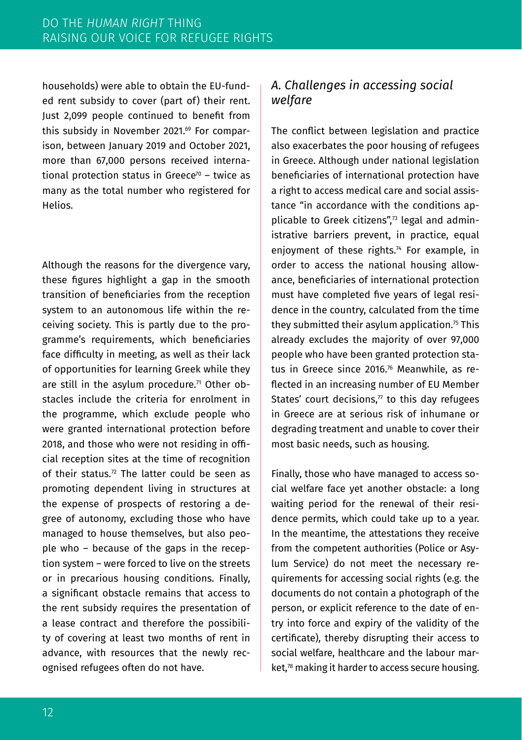households) were able to obtain the EU-funded rent subsidy to cover (part of) their rent. Just 2,099 people continued to benefit from this subsidy in November 2021.[69] For comparison, between January 2019 and October 2021, more than 67,000 persons received international protection status in Greece[70] – twice as many as the total number who registered for Helios.

Although the reasons for the divergence vary, these figures highlight a gap in the smooth transition of beneficiaries from the reception system to an autonomous life within the receiving society. This is partly due to the programme's requirements, which beneficiaries face difficulty in meeting, as well as their lack of opportunities for learning Greek while they are still in the asylum procedure.[71] Other obstacles include the criteria for enrolment in the programme, which exclude people who were granted international protection before 2018, and those who were not residing in official reception sites at the time of recognition of their status.[72] The latter could be seen as promoting dependent living in structures at the expense of prospects of restoring a degree of autonomy, excluding those who have managed to house themselves, but also people who – because of the gaps in the reception system – were forced to live on the streets or in precarious housing conditions. Finally, a significant obstacle remains that access to the rent subsidy requires the presentation of a lease contract and therefore the possibility of covering at least two months of rent in advance, with resources that the newly recognised refugees often do not have.

## *A. Challenges in accessing social welfare*

The conflict between legislation and practice also exacerbates the poor housing of refugees in Greece. Although under national legislation beneficiaries of international protection have a right to access medical care and social assistance "in accordance with the conditions applicable to Greek citizens",[73] legal and administrative barriers prevent, in practice, equal enjoyment of these rights.[74] For example, in order to access the national housing allowance, beneficiaries of international protection must have completed five years of legal residence in the country, calculated from the time they submitted their asylum application.[75] This already excludes the majority of over 97,000 people who have been granted protection status in Greece since 2016.[76] Meanwhile, as reflected in an increasing number of EU Member States' court decisions,[77] to this day refugees in Greece are at serious risk of inhumane or degrading treatment and unable to cover their most basic needs, such as housing.

Finally, those who have managed to access social welfare face yet another obstacle: a long waiting period for the renewal of their residence permits, which could take up to a year. In the meantime, the attestations they receive from the competent authorities (Police or Asylum Service) do not meet the necessary requirements for accessing social rights (e.g. the documents do not contain a photograph of the person, or explicit reference to the date of entry into force and expiry of the validity of the certificate), thereby disrupting their access to social welfare, healthcare and the labour market,[78] making it harder to access secure housing.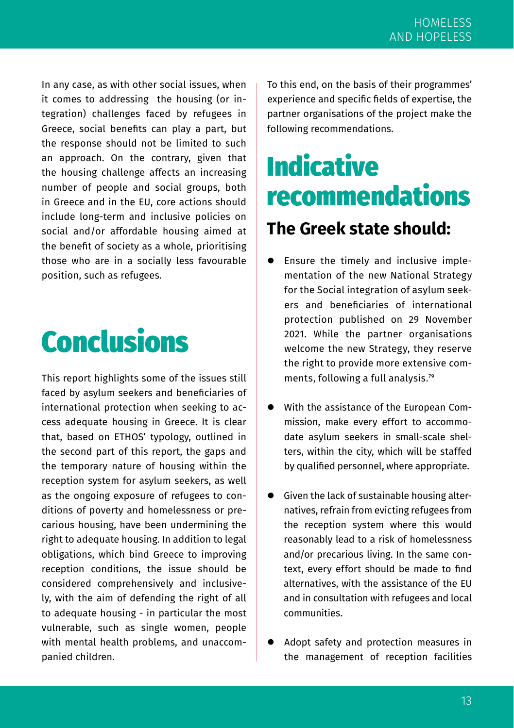In any case, as with other social issues, when it comes to addressing the housing (or integration) challenges faced by refugees in Greece, social benefits can play a part, but the response should not be limited to such an approach. On the contrary, given that the housing challenge affects an increasing number of people and social groups, both in Greece and in the EU, core actions should include long-term and inclusive policies on social and/or affordable housing aimed at the benefit of society as a whole, prioritising those who are in a socially less favourable position, such as refugees.

# Conclusions

This report highlights some of the issues still faced by asylum seekers and beneficiaries of international protection when seeking to access adequate housing in Greece. It is clear that, based on ETHOS' typology, outlined in the second part of this report, the gaps and the temporary nature of housing within the reception system for asylum seekers, as well as the ongoing exposure of refugees to conditions of poverty and homelessness or precarious housing, have been undermining the right to adequate housing. In addition to legal obligations, which bind Greece to improving reception conditions, the issue should be considered comprehensively and inclusively, with the aim of defending the right of all to adequate housing - in particular the most vulnerable, such as single women, people with mental health problems, and unaccompanied children.

To this end, on the basis of their programmes' experience and specific fields of expertise, the partner organisations of the project make the following recommendations.

# Indicative recommendations

## The Greek state should:

- Ensure the timely and inclusive implementation of the new National Strategy for the Social integration of asylum seekers and beneficiaries of international protection published on 29 November 2021. While the partner organisations welcome the new Strategy, they reserve the right to provide more extensive comments, following a full analysis.[79]

- With the assistance of the European Commission, make every effort to accommodate asylum seekers in small-scale shelters, within the city, which will be staffed by qualified personnel, where appropriate.

- Given the lack of sustainable housing alternatives, refrain from evicting refugees from the reception system where this would reasonably lead to a risk of homelessness and/or precarious living. In the same context, every effort should be made to find alternatives, with the assistance of the EU and in consultation with refugees and local communities.

- Adopt safety and protection measures in the management of reception facilities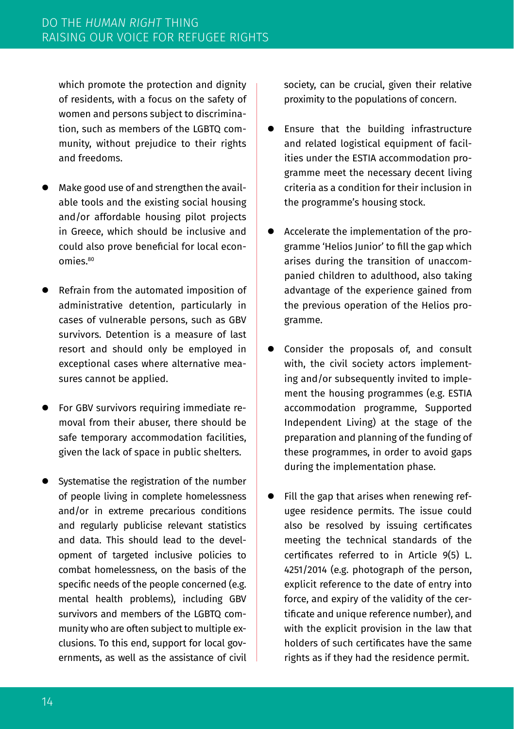which promote the protection and dignity of residents, with a focus on the safety of women and persons subject to discrimination, such as members of the LGBTQ community, without prejudice to their rights and freedoms.

- Make good use of and strengthen the available tools and the existing social housing and/or affordable housing pilot projects in Greece, which should be inclusive and could also prove beneficial for local economies.[80]

- Refrain from the automated imposition of administrative detention, particularly in cases of vulnerable persons, such as GBV survivors. Detention is a measure of last resort and should only be employed in exceptional cases where alternative measures cannot be applied.

- For GBV survivors requiring immediate removal from their abuser, there should be safe temporary accommodation facilities, given the lack of space in public shelters.

- Systematise the registration of the number of people living in complete homelessness and/or in extreme precarious conditions and regularly publicise relevant statistics and data. This should lead to the development of targeted inclusive policies to combat homelessness, on the basis of the specific needs of the people concerned (e.g. mental health problems), including GBV survivors and members of the LGBTQ community who are often subject to multiple exclusions. To this end, support for local governments, as well as the assistance of civil society, can be crucial, given their relative proximity to the populations of concern.

- Ensure that the building infrastructure and related logistical equipment of facilities under the ESTIA accommodation programme meet the necessary decent living criteria as a condition for their inclusion in the programme's housing stock.

- Accelerate the implementation of the programme 'Helios Junior' to fill the gap which arises during the transition of unaccompanied children to adulthood, also taking advantage of the experience gained from the previous operation of the Helios programme.

- Consider the proposals of, and consult with, the civil society actors implementing and/or subsequently invited to implement the housing programmes (e.g. ESTIA accommodation programme, Supported Independent Living) at the stage of the preparation and planning of the funding of these programmes, in order to avoid gaps during the implementation phase.

- Fill the gap that arises when renewing refugee residence permits. The issue could also be resolved by issuing certificates meeting the technical standards of the certificates referred to in Article 9(5) L. 4251/2014 (e.g. photograph of the person, explicit reference to the date of entry into force, and expiry of the validity of the certificate and unique reference number), and with the explicit provision in the law that holders of such certificates have the same rights as if they had the residence permit.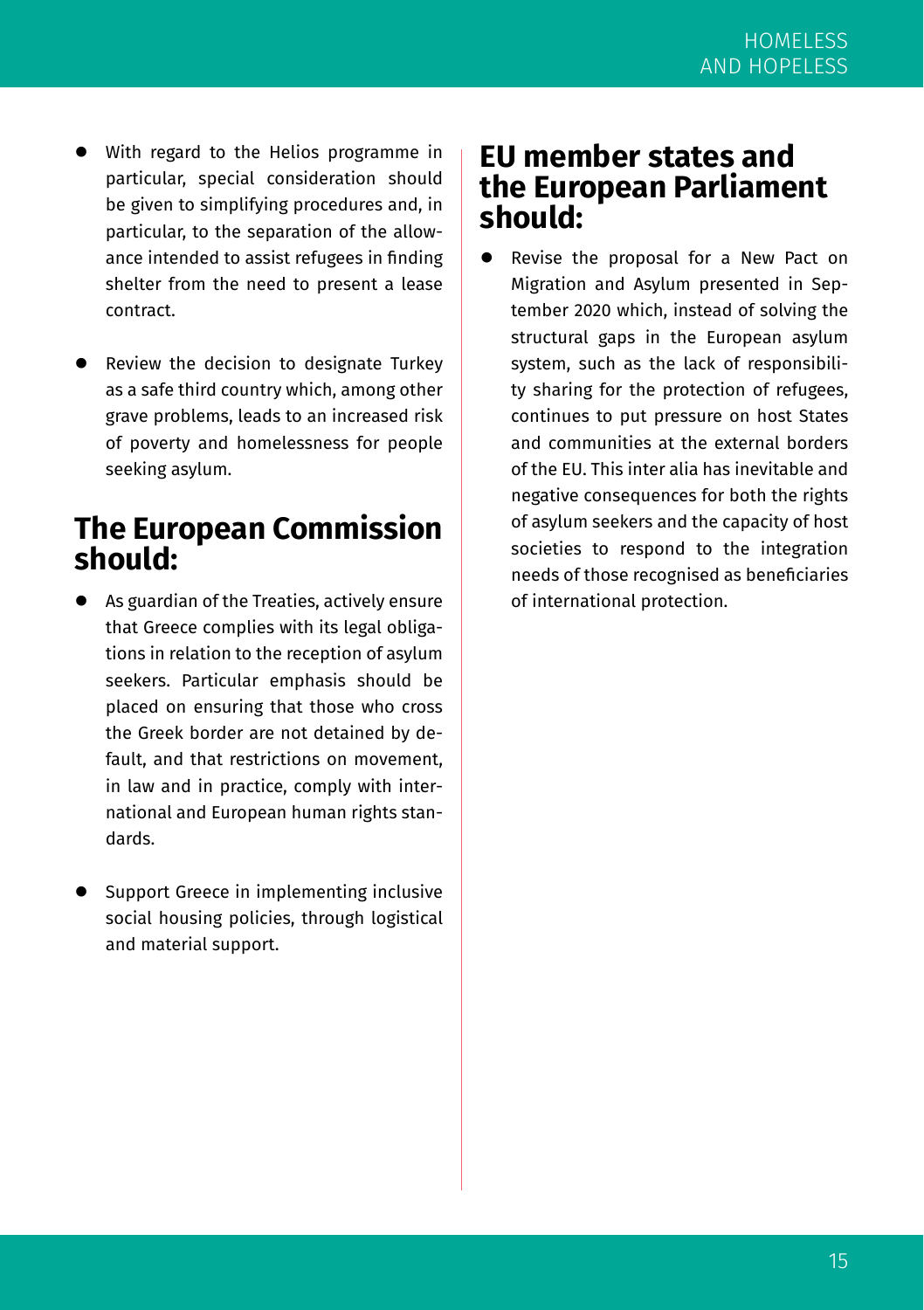- With regard to the Helios programme in particular, special consideration should be given to simplifying procedures and, in particular, to the separation of the allowance intended to assist refugees in finding shelter from the need to present a lease contract.

- Review the decision to designate Turkey as a safe third country which, among other grave problems, leads to an increased risk of poverty and homelessness for people seeking asylum.

## The European Commission should:

- As guardian of the Treaties, actively ensure that Greece complies with its legal obligations in relation to the reception of asylum seekers. Particular emphasis should be placed on ensuring that those who cross the Greek border are not detained by default, and that restrictions on movement, in law and in practice, comply with international and European human rights standards.

- Support Greece in implementing inclusive social housing policies, through logistical and material support.

## EU member states and the European Parliament should:

- Revise the proposal for a New Pact on Migration and Asylum presented in September 2020 which, instead of solving the structural gaps in the European asylum system, such as the lack of responsibility sharing for the protection of refugees, continues to put pressure on host States and communities at the external borders of the EU. This inter alia has inevitable and negative consequences for both the rights of asylum seekers and the capacity of host societies to respond to the integration needs of those recognised as beneficiaries of international protection.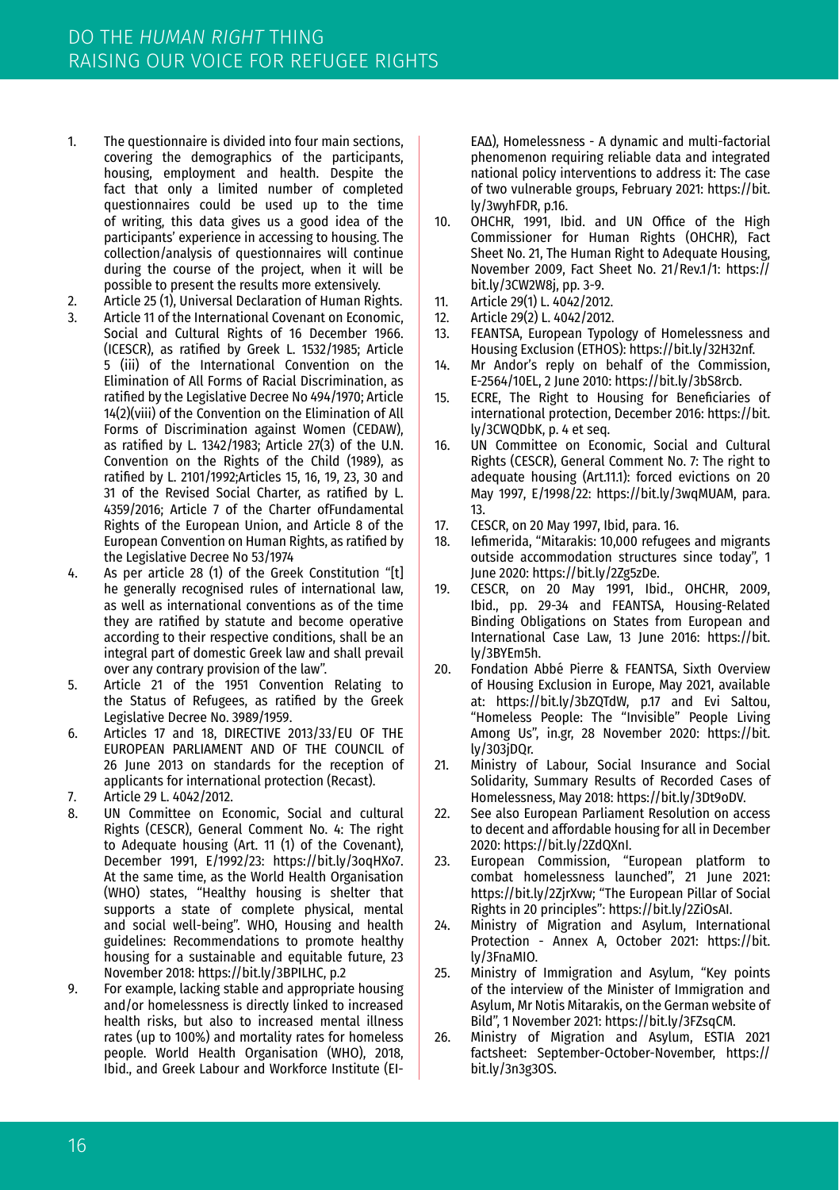1. The questionnaire is divided into four main sections, covering the demographics of the participants, housing, employment and health. Despite the fact that only a limited number of completed questionnaires could be used up to the time of writing, this data gives us a good idea of the participants' experience in accessing to housing. The collection/analysis of questionnaires will continue during the course of the project, when it will be possible to present the results more extensively.
2. Article 25 (1), Universal Declaration of Human Rights.
3. Article 11 of the International Covenant on Economic, Social and Cultural Rights of 16 December 1966. (ICESCR), as ratified by Greek L. 1532/1985; Article 5 (iii) of the International Convention on the Elimination of All Forms of Racial Discrimination, as ratified by the Legislative Decree No 494/1970; Article 14(2)(viii) of the Convention on the Elimination of All Forms of Discrimination against Women (CEDAW), as ratified by L. 1342/1983; Article 27(3) of the U.N. Convention on the Rights of the Child (1989), as ratified by L. 2101/1992;Articles 15, 16, 19, 23, 30 and 31 of the Revised Social Charter, as ratified by L. 4359/2016; Article 7 of the Charter ofFundamental Rights of the European Union, and Article 8 of the European Convention on Human Rights, as ratified by the Legislative Decree No 53/1974
4. As per article 28 (1) of the Greek Constitution "[t] he generally recognised rules of international law, as well as international conventions as of the time they are ratified by statute and become operative according to their respective conditions, shall be an integral part of domestic Greek law and shall prevail over any contrary provision of the law".
5. Article 21 of the 1951 Convention Relating to the Status of Refugees, as ratified by the Greek Legislative Decree No. 3989/1959.
6. Articles 17 and 18, DIRECTIVE 2013/33/EU OF THE EUROPEAN PARLIAMENT AND OF THE COUNCIL of 26 June 2013 on standards for the reception of applicants for international protection (Recast).
7. Article 29 L. 4042/2012.
8. UN Committee on Economic, Social and cultural Rights (CESCR), General Comment No. 4: The right to Adequate housing (Art. 11 (1) of the Covenant), December 1991, E/1992/23: https://bit.ly/3oqHXo7. At the same time, as the World Health Organisation (WHO) states, "Healthy housing is shelter that supports a state of complete physical, mental and social well-being". WHO, Housing and health guidelines: Recommendations to promote healthy housing for a sustainable and equitable future, 23 November 2018: https://bit.ly/3BPILHC, p.2
9. For example, lacking stable and appropriate housing and/or homelessness is directly linked to increased health risks, but also to increased mental illness rates (up to 100%) and mortality rates for homeless people. World Health Organisation (WHO), 2018, Ibid., and Greek Labour and Workforce Institute (ΕΙ-ΕΑΔ), Homelessness - A dynamic and multi-factorial phenomenon requiring reliable data and integrated national policy interventions to address it: The case of two vulnerable groups, February 2021: https://bit.ly/3wyhFDR, p.16.
10. OHCHR, 1991, Ibid. and UN Office of the High Commissioner for Human Rights (OHCHR), Fact Sheet No. 21, The Human Right to Adequate Housing, November 2009, Fact Sheet No. 21/Rev.1/1: https://bit.ly/3CW2W8j, pp. 3-9.
11. Article 29(1) L. 4042/2012.
12. Article 29(2) L. 4042/2012.
13. FEANTSA, European Typology of Homelessness and Housing Exclusion (ETHOS): https://bit.ly/32H32nf.
14. Mr Andor's reply on behalf of the Commission, E-2564/10EL, 2 June 2010: https://bit.ly/3bS8rcb.
15. ECRE, The Right to Housing for Beneficiaries of international protection, December 2016: https://bit.ly/3CWQDbK, p. 4 et seq.
16. UN Committee on Economic, Social and Cultural Rights (CESCR), General Comment No. 7: The right to adequate housing (Art.11.1): forced evictions on 20 May 1997, E/1998/22: https://bit.ly/3wqMUAM, para. 13.
17. CESCR, on 20 May 1997, Ibid, para. 16.
18. Iefimerida, "Mitarakis: 10,000 refugees and migrants outside accommodation structures since today", 1 June 2020: https://bit.ly/2Zg5zDe.
19. CESCR, on 20 May 1991, Ibid., OHCHR, 2009, Ibid., pp. 29-34 and FEANTSA, Housing-Related Binding Obligations on States from European and International Case Law, 13 June 2016: https://bit.ly/3BYEm5h.
20. Fondation Abbé Pierre & FEANTSA, Sixth Overview of Housing Exclusion in Europe, May 2021, available at: https://bit.ly/3bZQTdW, p.17 and Evi Saltou, "Homeless People: The "Invisible" People Living Among Us", in.gr, 28 November 2020: https://bit.ly/303jDQr.
21. Ministry of Labour, Social Insurance and Social Solidarity, Summary Results of Recorded Cases of Homelessness, May 2018: https://bit.ly/3Dt9oDV.
22. See also European Parliament Resolution on access to decent and affordable housing for all in December 2020: https://bit.ly/2ZdQXnI.
23. European Commission, "European platform to combat homelessness launched", 21 June 2021: https://bit.ly/2ZjrXvw; "The European Pillar of Social Rights in 20 principles": https://bit.ly/2ZiOsAI.
24. Ministry of Migration and Asylum, International Protection - Annex A, October 2021: https://bit.ly/3FnaMIO.
25. Ministry of Immigration and Asylum, "Key points of the interview of the Minister of Immigration and Asylum, Mr Notis Mitarakis, on the German website of Bild", 1 November 2021: https://bit.ly/3FZsqCM.
26. Ministry of Migration and Asylum, ESTIA 2021 factsheet: September-October-November, https://bit.ly/3n3g3OS.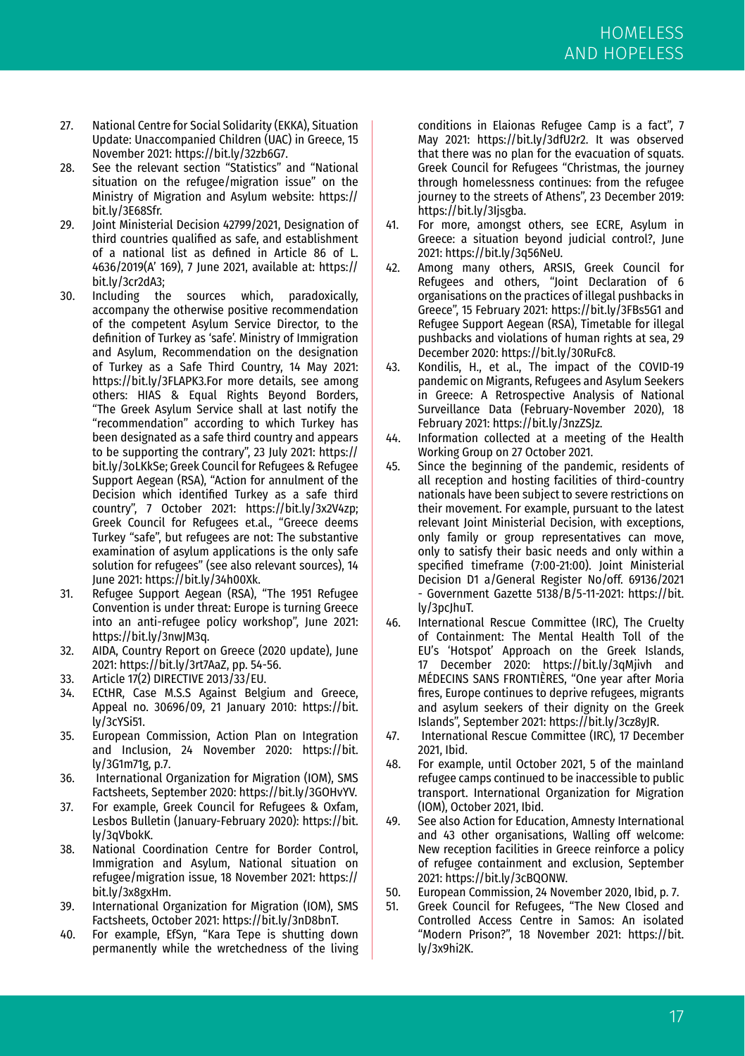27. National Centre for Social Solidarity (EKKA), Situation Update: Unaccompanied Children (UAC) in Greece, 15 November 2021: https://bit.ly/32zb6G7.
28. See the relevant section "Statistics" and "National situation on the refugee/migration issue" on the Ministry of Migration and Asylum website: https://bit.ly/3E68Sfr.
29. Joint Ministerial Decision 42799/2021, Designation of third countries qualified as safe, and establishment of a national list as defined in Article 86 of L. 4636/2019(A' 169), 7 June 2021, available at: https://bit.ly/3cr2dA3;
30. Including the sources which, paradoxically, accompany the otherwise positive recommendation of the competent Asylum Service Director, to the definition of Turkey as 'safe'. Ministry of Immigration and Asylum, Recommendation on the designation of Turkey as a Safe Third Country, 14 May 2021: https://bit.ly/3FLAPK3.For more details, see among others: HIAS & Equal Rights Beyond Borders, "The Greek Asylum Service shall at last notify the "recommendation" according to which Turkey has been designated as a safe third country and appears to be supporting the contrary", 23 July 2021: https://bit.ly/3oLKkSe; Greek Council for Refugees & Refugee Support Aegean (RSA), "Action for annulment of the Decision which identified Turkey as a safe third country", 7 October 2021: https://bit.ly/3x2V4zp; Greek Council for Refugees et.al., "Greece deems Turkey "safe", but refugees are not: The substantive examination of asylum applications is the only safe solution for refugees" (see also relevant sources), 14 June 2021: https://bit.ly/34h00Xk.
31. Refugee Support Aegean (RSA), "The 1951 Refugee Convention is under threat: Europe is turning Greece into an anti-refugee policy workshop", June 2021: https://bit.ly/3nwJM3q.
32. AIDA, Country Report on Greece (2020 update), June 2021: https://bit.ly/3rt7AaZ, pp. 54-56.
33. Article 17(2) DIRECTIVE 2013/33/EU.
34. ECtHR, Case M.S.S Against Belgium and Greece, Appeal no. 30696/09, 21 January 2010: https://bit.ly/3cYSi51.
35. European Commission, Action Plan on Integration and Inclusion, 24 November 2020: https://bit.ly/3G1m71g, p.7.
36. International Organization for Migration (IOM), SMS Factsheets, September 2020: https://bit.ly/3GOHvYV.
37. For example, Greek Council for Refugees & Oxfam, Lesbos Bulletin (January-February 2020): https://bit.ly/3qVbokK.
38. National Coordination Centre for Border Control, Immigration and Asylum, National situation on refugee/migration issue, 18 November 2021: https://bit.ly/3x8gxHm.
39. International Organization for Migration (IOM), SMS Factsheets, October 2021: https://bit.ly/3nD8bnT.
40. For example, EfSyn, "Kara Tepe is shutting down permanently while the wretchedness of the living conditions in Elaionas Refugee Camp is a fact", 7 May 2021: https://bit.ly/3dfU2r2. It was observed that there was no plan for the evacuation of squats. Greek Council for Refugees "Christmas, the journey through homelessness continues: from the refugee journey to the streets of Athens", 23 December 2019: https://bit.ly/3Ijsgba.
41. For more, amongst others, see ECRE, Asylum in Greece: a situation beyond judicial control?, June 2021: https://bit.ly/3q56NeU.
42. Among many others, ARSIS, Greek Council for Refugees and others, "Joint Declaration of 6 organisations on the practices of illegal pushbacks in Greece", 15 February 2021: https://bit.ly/3FBs5G1 and Refugee Support Aegean (RSA), Timetable for illegal pushbacks and violations of human rights at sea, 29 December 2020: https://bit.ly/30RuFc8.
43. Kondilis, H., et al., The impact of the COVID-19 pandemic on Migrants, Refugees and Asylum Seekers in Greece: A Retrospective Analysis of National Surveillance Data (February-November 2020), 18 February 2021: https://bit.ly/3nzZSJz.
44. Information collected at a meeting of the Health Working Group on 27 October 2021.
45. Since the beginning of the pandemic, residents of all reception and hosting facilities of third-country nationals have been subject to severe restrictions on their movement. For example, pursuant to the latest relevant Joint Ministerial Decision, with exceptions, only family or group representatives can move, only to satisfy their basic needs and only within a specified timeframe (7:00-21:00). Joint Ministerial Decision D1 a/General Register No/off. 69136/2021 - Government Gazette 5138/B/5-11-2021: https://bit.ly/3pcJhuT.
46. International Rescue Committee (IRC), The Cruelty of Containment: The Mental Health Toll of the EU's 'Hotspot' Approach on the Greek Islands, 17 December 2020: https://bit.ly/3qMjivh and MÉDECINS SANS FRONTIÈRES, "One year after Moria fires, Europe continues to deprive refugees, migrants and asylum seekers of their dignity on the Greek Islands", September 2021: https://bit.ly/3cz8yJR.
47. International Rescue Committee (IRC), 17 December 2021, Ibid.
48. For example, until October 2021, 5 of the mainland refugee camps continued to be inaccessible to public transport. International Organization for Migration (IOM), October 2021, Ibid.
49. See also Action for Education, Amnesty International and 43 other organisations, Walling off welcome: New reception facilities in Greece reinforce a policy of refugee containment and exclusion, September 2021: https://bit.ly/3cBQONW.
50. European Commission, 24 November 2020, Ibid, p. 7.
51. Greek Council for Refugees, "The New Closed and Controlled Access Centre in Samos: An isolated "Modern Prison?", 18 November 2021: https://bit.ly/3x9hi2K.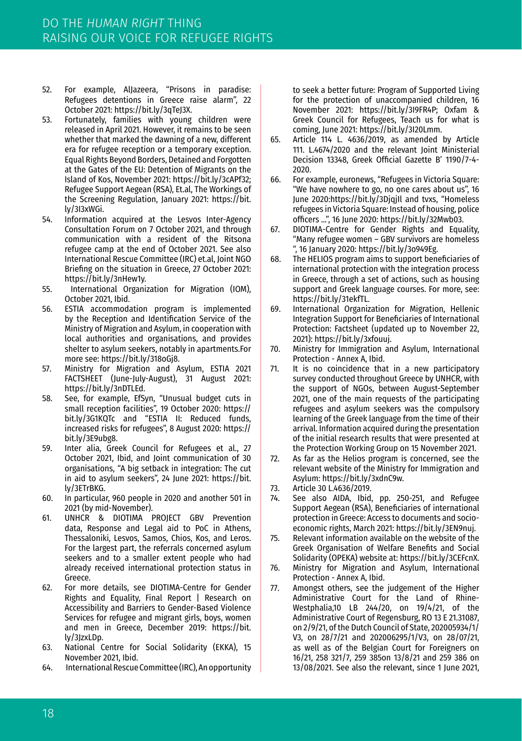52. For example, AlJazeera, "Prisons in paradise: Refugees detentions in Greece raise alarm", 22 October 2021: https://bit.ly/3qTeJ3X.
53. Fortunately, families with young children were released in April 2021. However, it remains to be seen whether that marked the dawning of a new, different era for refugee reception or a temporary exception. Equal Rights Beyond Borders, Detained and Forgotten at the Gates of the EU: Detention of Migrants on the Island of Kos, November 2021: https://bit.ly/3cAPf32; Refugee Support Aegean (RSA), Et.al, The Workings of the Screening Regulation, January 2021: https://bit.ly/3I3xWGi.
54. Information acquired at the Lesvos Inter-Agency Consultation Forum on 7 October 2021, and through communication with a resident of the Ritsona refugee camp at the end of October 2021. See also International Rescue Committee (IRC) et.al, Joint NGO Briefing on the situation in Greece, 27 October 2021: https://bit.ly/3nHew1y.
55. International Organization for Migration (IOM), October 2021, Ibid.
56. ESTIA accommodation program is implemented by the Reception and Identification Service of the Ministry of Migration and Asylum, in cooperation with local authorities and organisations, and provides shelter to asylum seekers, notably in apartments.For more see: https://bit.ly/318oGj8.
57. Ministry for Migration and Asylum, ESTIA 2021 FACTSHEET (June-July-August), 31 August 2021: https://bit.ly/3nDTLEd.
58. See, for example, EfSyn, "Unusual budget cuts in small reception facilities", 19 October 2020: https://bit.ly/3G1KQTc and "ESTIA II: Reduced funds, increased risks for refugees", 8 August 2020: https://bit.ly/3E9ubg8.
59. Inter alia, Greek Council for Refugees et al., 27 October 2021, Ibid, and Joint communication of 30 organisations, "A big setback in integration: The cut in aid to asylum seekers", 24 June 2021: https://bit.ly/3ETrBKG.
60. In particular, 960 people in 2020 and another 501 in 2021 (by mid-November).
61. UNHCR & DIOTIMA PROJECT GBV Prevention data, Response and Legal aid to PoC in Athens, Thessaloniki, Lesvos, Samos, Chios, Kos, and Leros. For the largest part, the referrals concerned asylum seekers and to a smaller extent people who had already received international protection status in Greece.
62. For more details, see DIOTIMA-Centre for Gender Rights and Equality, Final Report | Research on Accessibility and Barriers to Gender-Based Violence Services for refugee and migrant girls, boys, women and men in Greece, December 2019: https://bit.ly/3JzxLDp.
63. National Centre for Social Solidarity (EKKA), 15 November 2021, Ibid.
64. International Rescue Committee (IRC), An opportunity to seek a better future: Program of Supported Living for the protection of unaccompanied children, 16 November 2021: https://bit.ly/3I9FR4P; Oxfam & Greek Council for Refugees, Teach us for what is coming, June 2021: https://bit.ly/3I20Lmm.
65. Article 114 L. 4636/2019, as amended by Article 111. L.4674/2020 and the relevant Joint Ministerial Decision 13348, Greek Official Gazette B' 1190/7-4-2020.
66. For example, euronews, "Refugees in Victoria Square: "We have nowhere to go, no one cares about us", 16 June 2020:https://bit.ly/3DjqjIl and tvxs, "Homeless refugees in Victoria Square: Instead of housing, police officers ...", 16 June 2020: https://bit.ly/32Mwb03.
67. DIOTIMA-Centre for Gender Rights and Equality, "Many refugee women – GBV survivors are homeless ", 16 January 2020: https://bit.ly/3o949Eg.
68. The HELIOS program aims to support beneficiaries of international protection with the integration process in Greece, through a set of actions, such as housing support and Greek language courses. For more, see: https://bit.ly/31ekfTL.
69. International Organization for Migration, Hellenic Integration Support for Beneficiaries of International Protection: Factsheet (updated up to November 22, 2021): https://bit.ly/3xfouuj.
70. Ministry for Immigration and Asylum, International Protection - Annex A, Ibid.
71. It is no coincidence that in a new participatory survey conducted throughout Greece by UNHCR, with the support of NGOs, between August-September 2021, one of the main requests of the participating refugees and asylum seekers was the compulsory learning of the Greek language from the time of their arrival. Information acquired during the presentation of the initial research results that were presented at the Protection Working Group on 15 November 2021.
72. As far as the Helios program is concerned, see the relevant website of the Ministry for Immigration and Asylum: https://bit.ly/3xdnC9w.
73. Article 30 L.4636/2019.
74. See also AIDA, Ibid, pp. 250-251, and Refugee Support Aegean (RSA), Beneficiaries of international protection in Greece: Access to documents and socio-economic rights, March 2021: https://bit.ly/3EN9nuj.
75. Relevant information available on the website of the Greek Organisation of Welfare Benefits and Social Solidarity (OPEKA) website at: https://bit.ly/3CEFcnX.
76. Ministry for Migration and Asylum, International Protection - Annex A, Ibid.
77. Amongst others, see the judgement of the Higher Administrative Court for the Land of Rhine-Westphalia,10 LB 244/20, on 19/4/21, of the Administrative Court of Regensburg, RO 13 E 21.31087, on 2/9/21, of the Dutch Council of State, 202005934/1/V3, on 28/7/21 and 202006295/1/V3, on 28/07/21, as well as of the Belgian Court for Foreigners on 16/21, 258 321/7, 259 385on 13/8/21 and 259 386 on 13/08/2021. See also the relevant, since 1 June 2021,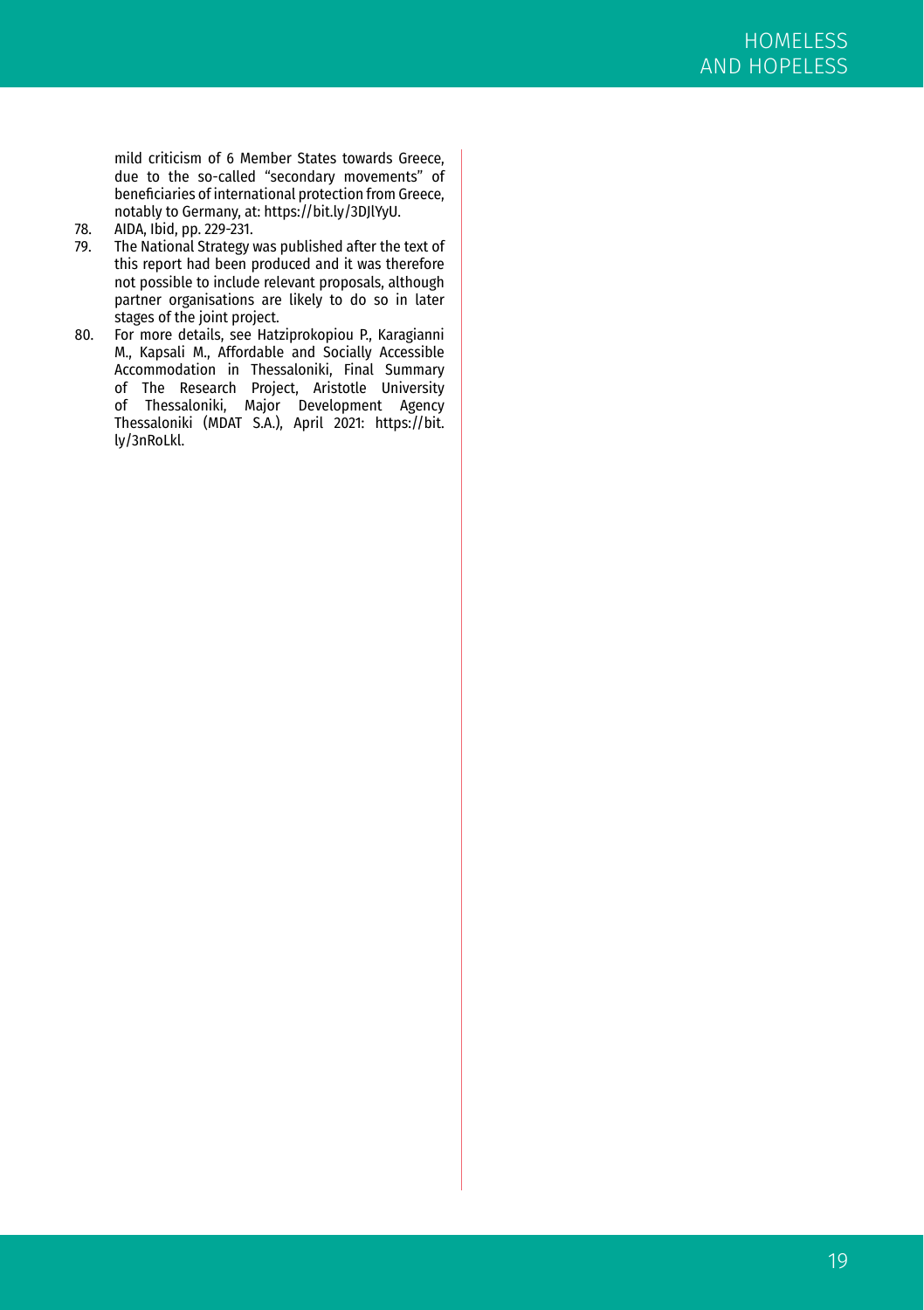mild criticism of 6 Member States towards Greece, due to the so-called "secondary movements" of beneficiaries of international protection from Greece, notably to Germany, at: https://bit.ly/3DJlYyU.

78. AIDA, Ibid, pp. 229-231.
79. The National Strategy was published after the text of this report had been produced and it was therefore not possible to include relevant proposals, although partner organisations are likely to do so in later stages of the joint project.
80. For more details, see Hatziprokopiou P., Karagianni M., Kapsali M., Affordable and Socially Accessible Accommodation in Thessaloniki, Final Summary of The Research Project, Aristotle University of Thessaloniki, Major Development Agency Thessaloniki (MDAT S.A.), April 2021: https://bit.ly/3nRoLkl.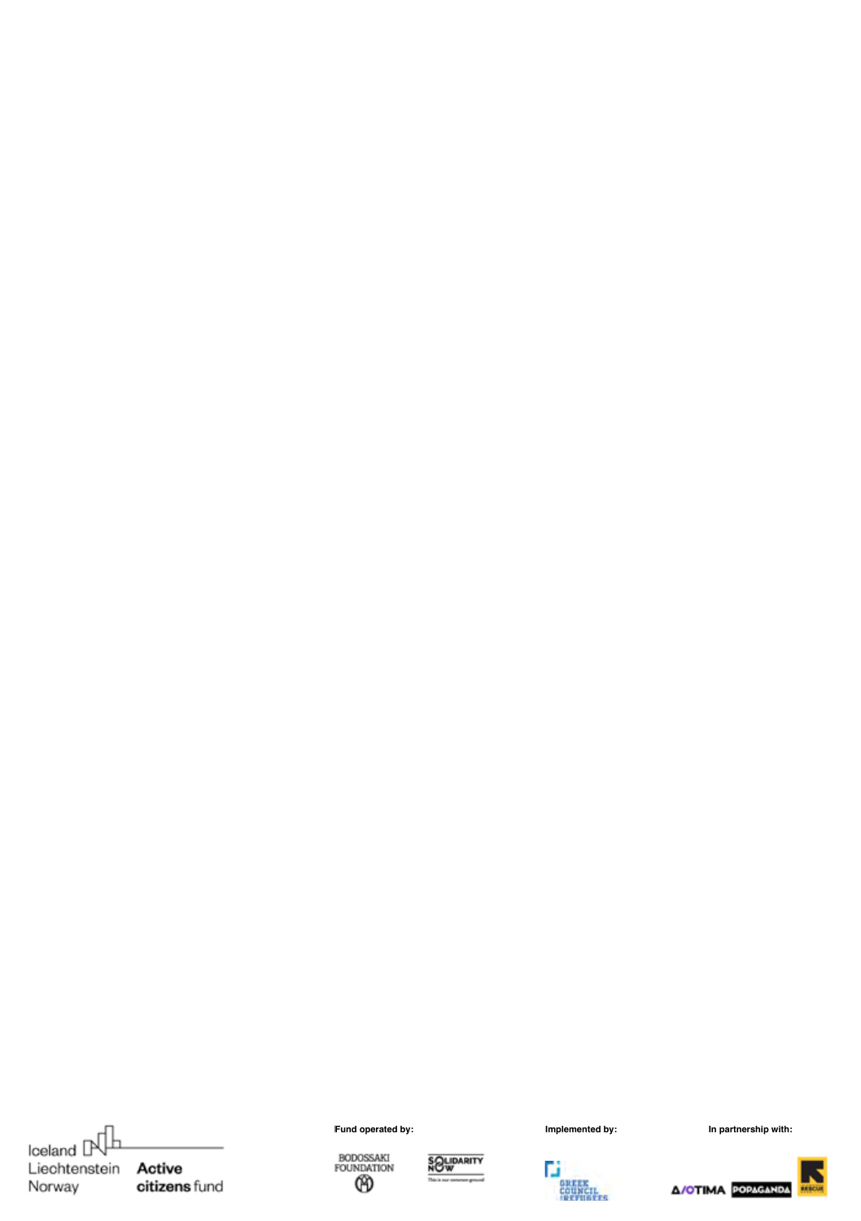Iceland Liechtenstein Norway **Active citizens fund**

**Fund operated by:**

BODOSSAKI FOUNDATION

SOLIDARITY NOW

**Implemented by:**

GREEK COUNCIL FOR REFUGEES

**In partnership with:**

ΔΙΟΤΙΜΑ POPAGANDA RESCUE